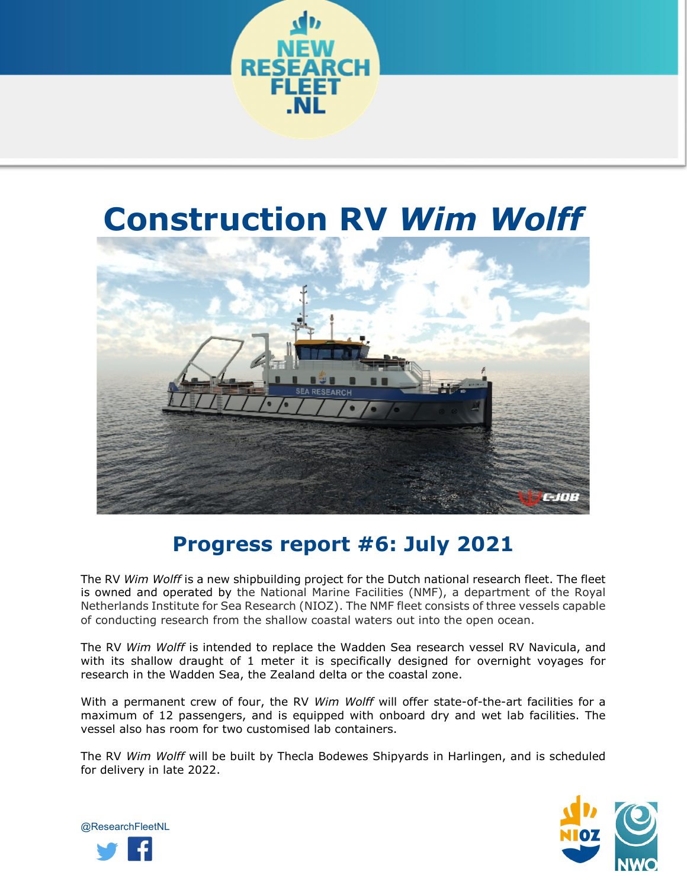# Construction RV *Wim Wolff*

## Progress report #6: July 2021

The RV *Wim Wolff* is a new shipbuilding project for the Dutch national research fleet. The fleet is owned and operated by the National Marine Facilities (NMF), a department of the Royal Netherlands Institute for Sea Research (NIOZ). The NMF fleet consists of three vessels capable of conducting research from the shallow coastal waters out into the open ocean.

The RV *Wim Wolff* is intended to replace the Wadden Sea research vessel RV Navicula, and with its shallow draught of 1 meter it is specifically designed for overnight voyages for research in the Wadden Sea, the Zealand delta or the coastal zone.

With a permanent crew of four, the RV *Wim Wolff* will offer state-of-the-art facilities for a maximum of 12 passengers, and is equipped with onboard dry and wet lab facilities. The vessel also has room for two customised lab containers.

The RV *Wim Wolff* will be built by Thecla Bodewes Shipyards in Harlingen, and is scheduled for delivery in late 2022.

@ResearchFleetNL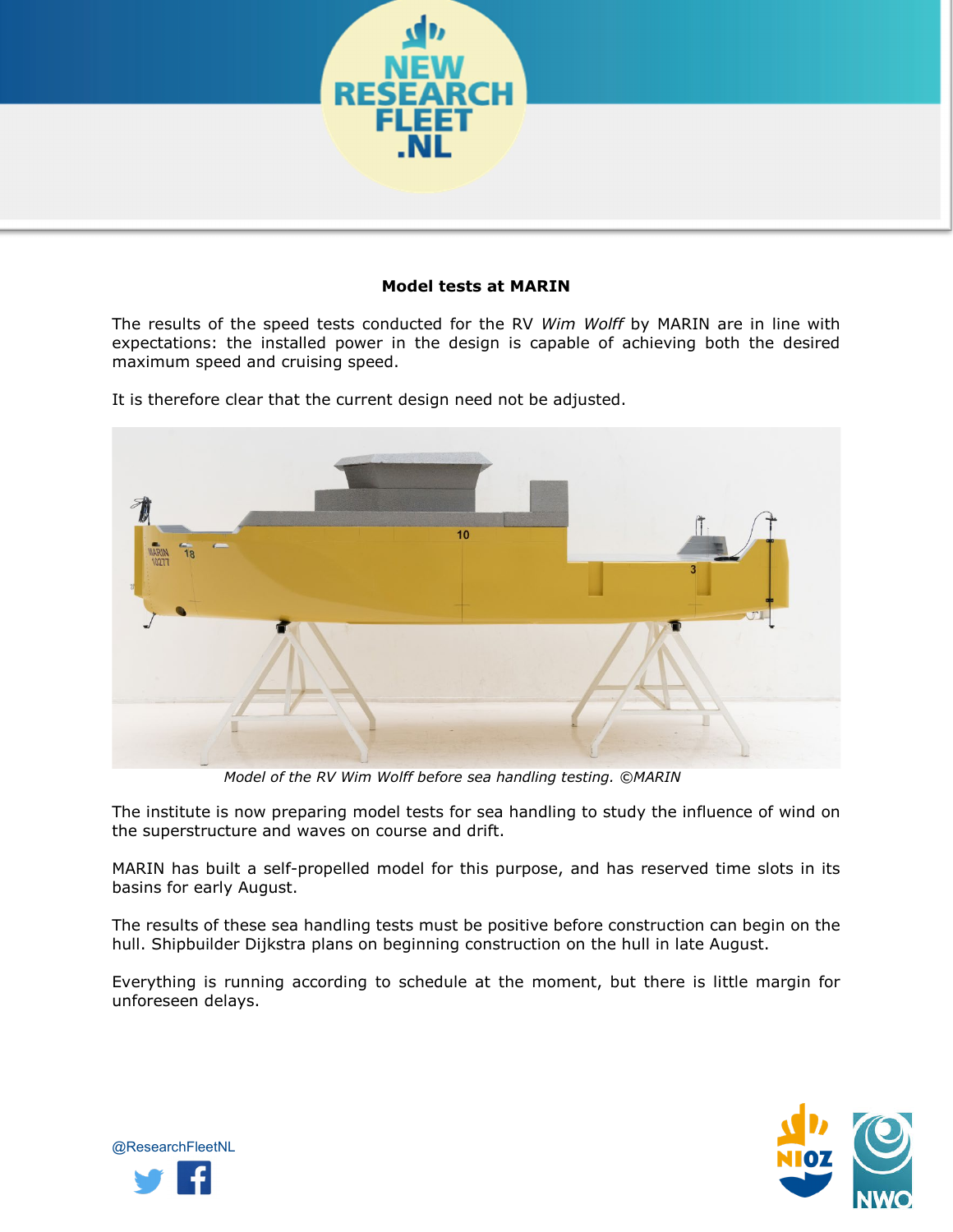## Model tests at MARIN

The results of the speed tests conducted for the RV *Wim Wolff* by MARIN are in line with expectations: the installed power in the design is capable of achieving both the desired maximum speed and cruising speed.

It is therefore clear that the current design need not be adjusted.

*Model of the RV Wim Wolff before sea handling testing. ©MARIN*

The institute is now preparing model tests for sea handling to study the influence of wind on the superstructure and waves on course and drift.

MARIN has built a self-propelled model for this purpose, and has reserved time slots in its basins for early August.

The results of these sea handling tests must be positive before construction can begin on the hull. Shipbuilder Dijkstra plans on beginning construction on the hull in late August.

Everything is running according to schedule at the moment, but there is little margin for unforeseen delays.

@ResearchFleetNL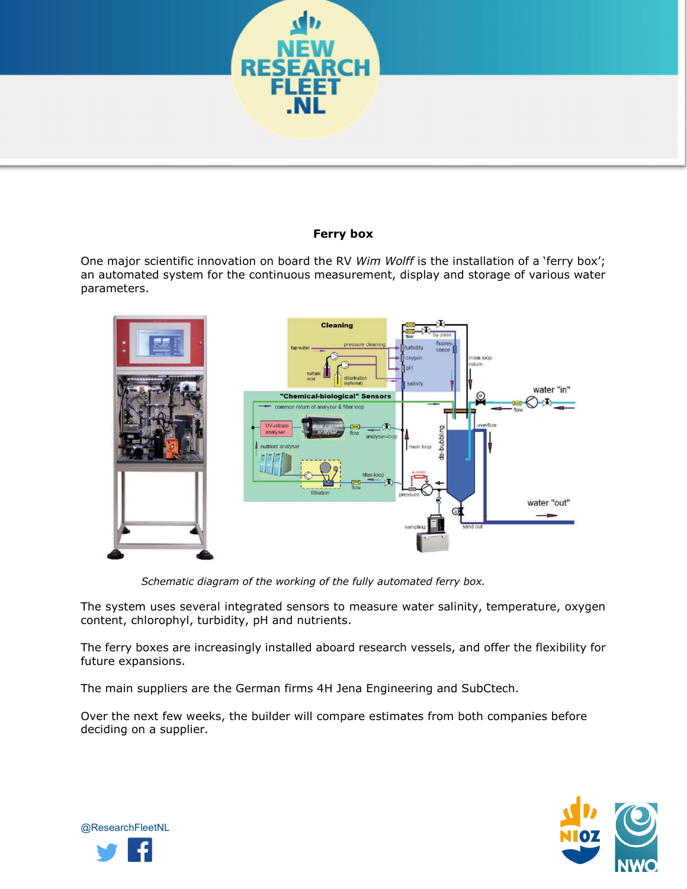**Ferry box**

One major scientific innovation on board the RV *Wim Wolff* is the installation of a 'ferry box'; an automated system for the continuous measurement, display and storage of various water parameters.

*Schematic diagram of the working of the fully automated ferry box.*

The system uses several integrated sensors to measure water salinity, temperature, oxygen content, chlorophyl, turbidity, pH and nutrients.

The ferry boxes are increasingly installed aboard research vessels, and offer the flexibility for future expansions.

The main suppliers are the German firms 4H Jena Engineering and SubCtech.

Over the next few weeks, the builder will compare estimates from both companies before deciding on a supplier.

@ResearchFleetNL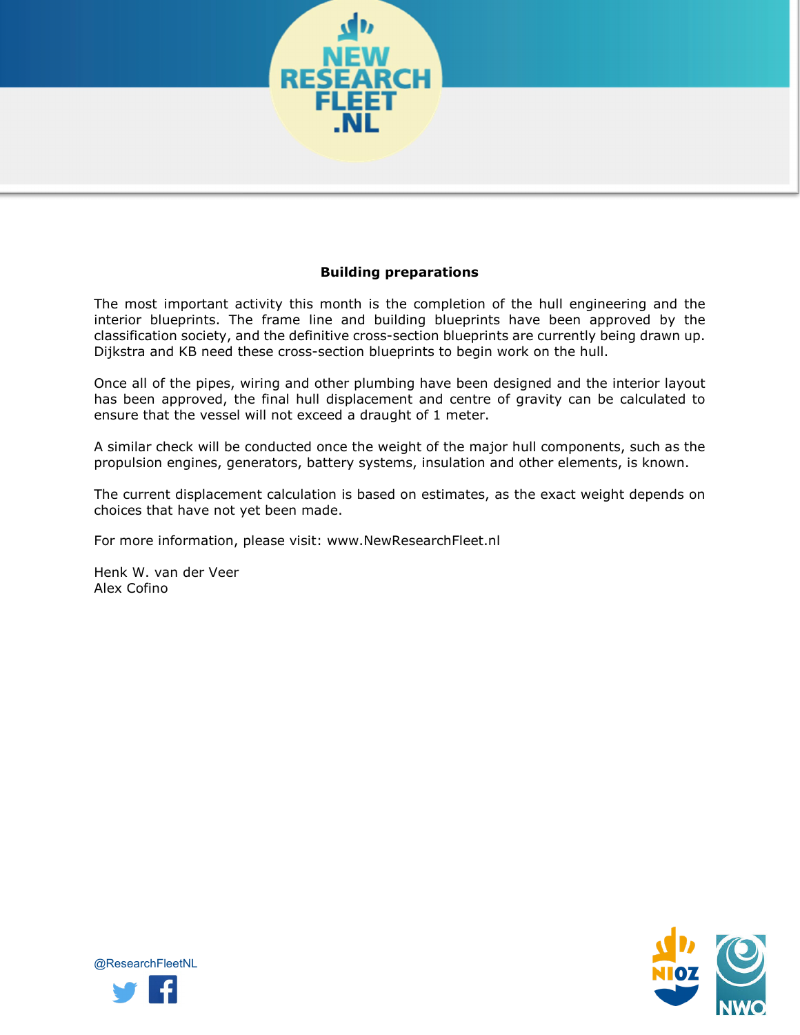## Building preparations

The most important activity this month is the completion of the hull engineering and the interior blueprints. The frame line and building blueprints have been approved by the classification society, and the definitive cross-section blueprints are currently being drawn up. Dijkstra and KB need these cross-section blueprints to begin work on the hull.

Once all of the pipes, wiring and other plumbing have been designed and the interior layout has been approved, the final hull displacement and centre of gravity can be calculated to ensure that the vessel will not exceed a draught of 1 meter.

A similar check will be conducted once the weight of the major hull components, such as the propulsion engines, generators, battery systems, insulation and other elements, is known.

The current displacement calculation is based on estimates, as the exact weight depends on choices that have not yet been made.

For more information, please visit: www.NewResearchFleet.nl

Henk W. van der Veer
Alex Cofino

@ResearchFleetNL